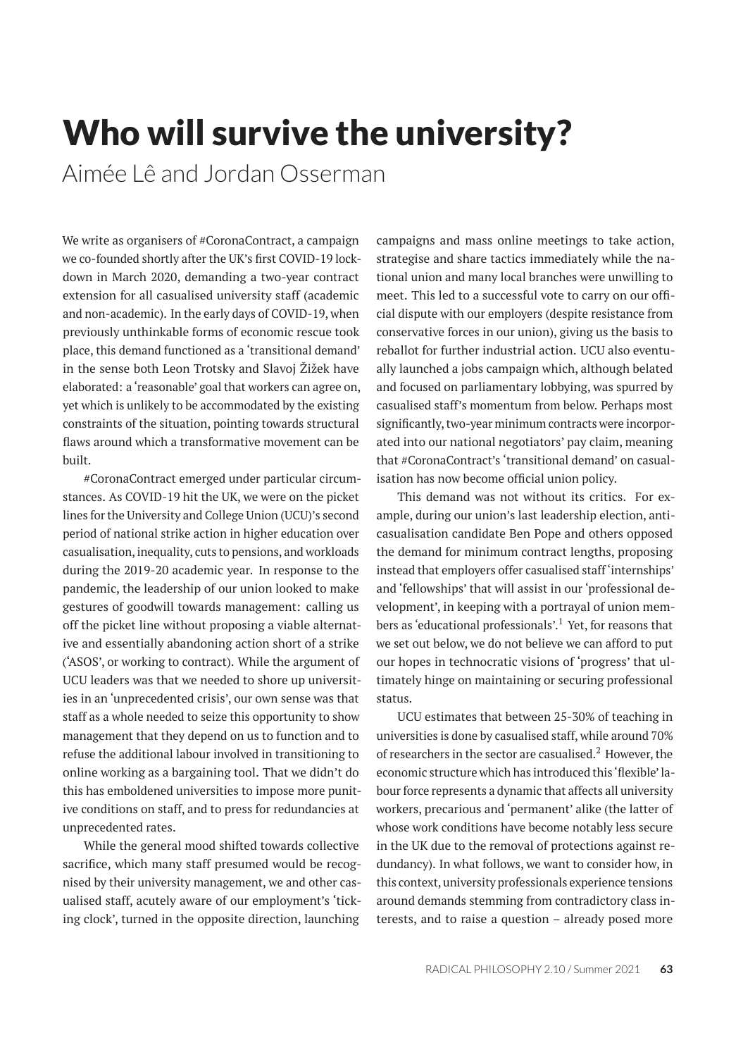# Who will survive the university?

Aimée Lê and Jordan Osserman

We write as organisers of #CoronaContract, a campaign we co-founded shortly after the UK's first COVID-19 lockdown in March 2020, demanding a two-year contract extension for all casualised university staff (academic and non-academic). In the early days of COVID-19, when previously unthinkable forms of economic rescue took place, this demand functioned as a 'transitional demand' in the sense both Leon Trotsky and Slavoj Žižek have elaborated: a 'reasonable' goal that workers can agree on, yet which is unlikely to be accommodated by the existing constraints of the situation, pointing towards structural flaws around which a transformative movement can be built.

#CoronaContract emerged under particular circumstances. As COVID-19 hit the UK, we were on the picket lines for the University and College Union (UCU)'s second period of national strike action in higher education over casualisation, inequality, cuts to pensions, and workloads during the 2019-20 academic year. In response to the pandemic, the leadership of our union looked to make gestures of goodwill towards management: calling us off the picket line without proposing a viable alternative and essentially abandoning action short of a strike ('ASOS', or working to contract). While the argument of UCU leaders was that we needed to shore up universities in an 'unprecedented crisis', our own sense was that staff as a whole needed to seize this opportunity to show management that they depend on us to function and to refuse the additional labour involved in transitioning to online working as a bargaining tool. That we didn't do this has emboldened universities to impose more punitive conditions on staff, and to press for redundancies at unprecedented rates.

While the general mood shifted towards collective sacrifice, which many staff presumed would be recognised by their university management, we and other casualised staff, acutely aware of our employment's 'ticking clock', turned in the opposite direction, launching campaigns and mass online meetings to take action, strategise and share tactics immediately while the national union and many local branches were unwilling to meet. This led to a successful vote to carry on our official dispute with our employers (despite resistance from conservative forces in our union), giving us the basis to reballot for further industrial action. UCU also eventually launched a jobs campaign which, although belated and focused on parliamentary lobbying, was spurred by casualised staff's momentum from below. Perhaps most significantly, two-year minimum contracts were incorporated into our national negotiators' pay claim, meaning that #CoronaContract's 'transitional demand' on casualisation has now become official union policy.

This demand was not without its critics. For example, during our union's last leadership election, anti-casualisation candidate Ben Pope and others opposed the demand for minimum contract lengths, proposing instead that employers offer casualised staff 'internships' and 'fellowships' that will assist in our 'professional development', in keeping with a portrayal of union members as 'educational professionals'.[1] Yet, for reasons that we set out below, we do not believe we can afford to put our hopes in technocratic visions of 'progress' that ultimately hinge on maintaining or securing professional status.

UCU estimates that between 25-30% of teaching in universities is done by casualised staff, while around 70% of researchers in the sector are casualised.[2] However, the economic structure which has introduced this 'flexible' labour force represents a dynamic that affects all university workers, precarious and 'permanent' alike (the latter of whose work conditions have become notably less secure in the UK due to the removal of protections against redundancy). In what follows, we want to consider how, in this context, university professionals experience tensions around demands stemming from contradictory class interests, and to raise a question – already posed more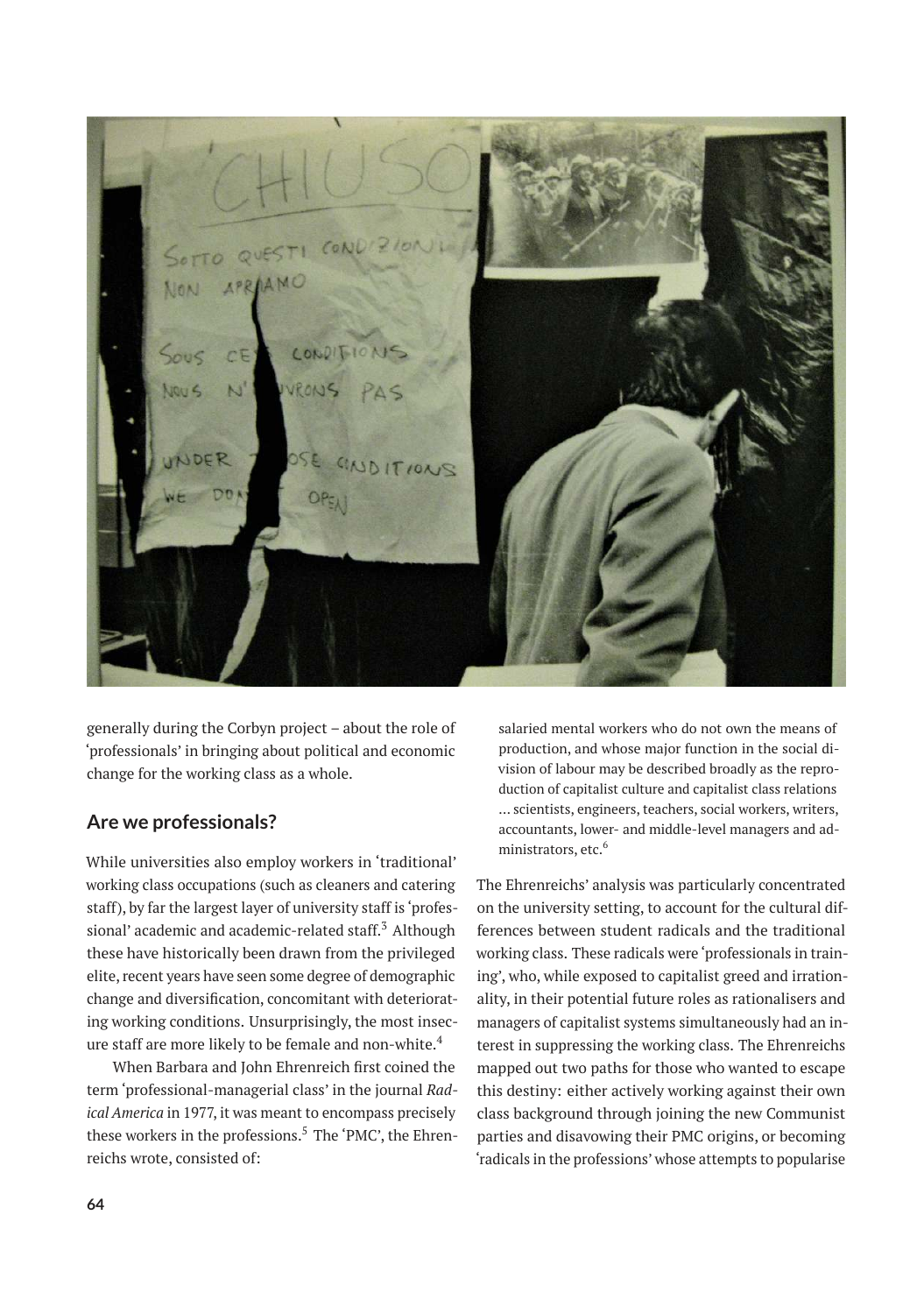generally during the Corbyn project – about the role of 'professionals' in bringing about political and economic change for the working class as a whole.

## Are we professionals?

While universities also employ workers in 'traditional' working class occupations (such as cleaners and catering staff), by far the largest layer of university staff is 'professional' academic and academic-related staff.[3] Although these have historically been drawn from the privileged elite, recent years have seen some degree of demographic change and diversification, concomitant with deteriorating working conditions. Unsurprisingly, the most insecure staff are more likely to be female and non-white.[4]

When Barbara and John Ehrenreich first coined the term 'professional-managerial class' in the journal *Radical America* in 1977, it was meant to encompass precisely these workers in the professions.[5] The 'PMC', the Ehrenreichs wrote, consisted of:

> salaried mental workers who do not own the means of production, and whose major function in the social division of labour may be described broadly as the reproduction of capitalist culture and capitalist class relations … scientists, engineers, teachers, social workers, writers, accountants, lower- and middle-level managers and administrators, etc.[6]

The Ehrenreichs' analysis was particularly concentrated on the university setting, to account for the cultural differences between student radicals and the traditional working class. These radicals were 'professionals in training', who, while exposed to capitalist greed and irrationality, in their potential future roles as rationalisers and managers of capitalist systems simultaneously had an interest in suppressing the working class. The Ehrenreichs mapped out two paths for those who wanted to escape this destiny: either actively working against their own class background through joining the new Communist parties and disavowing their PMC origins, or becoming 'radicals in the professions' whose attempts to popularise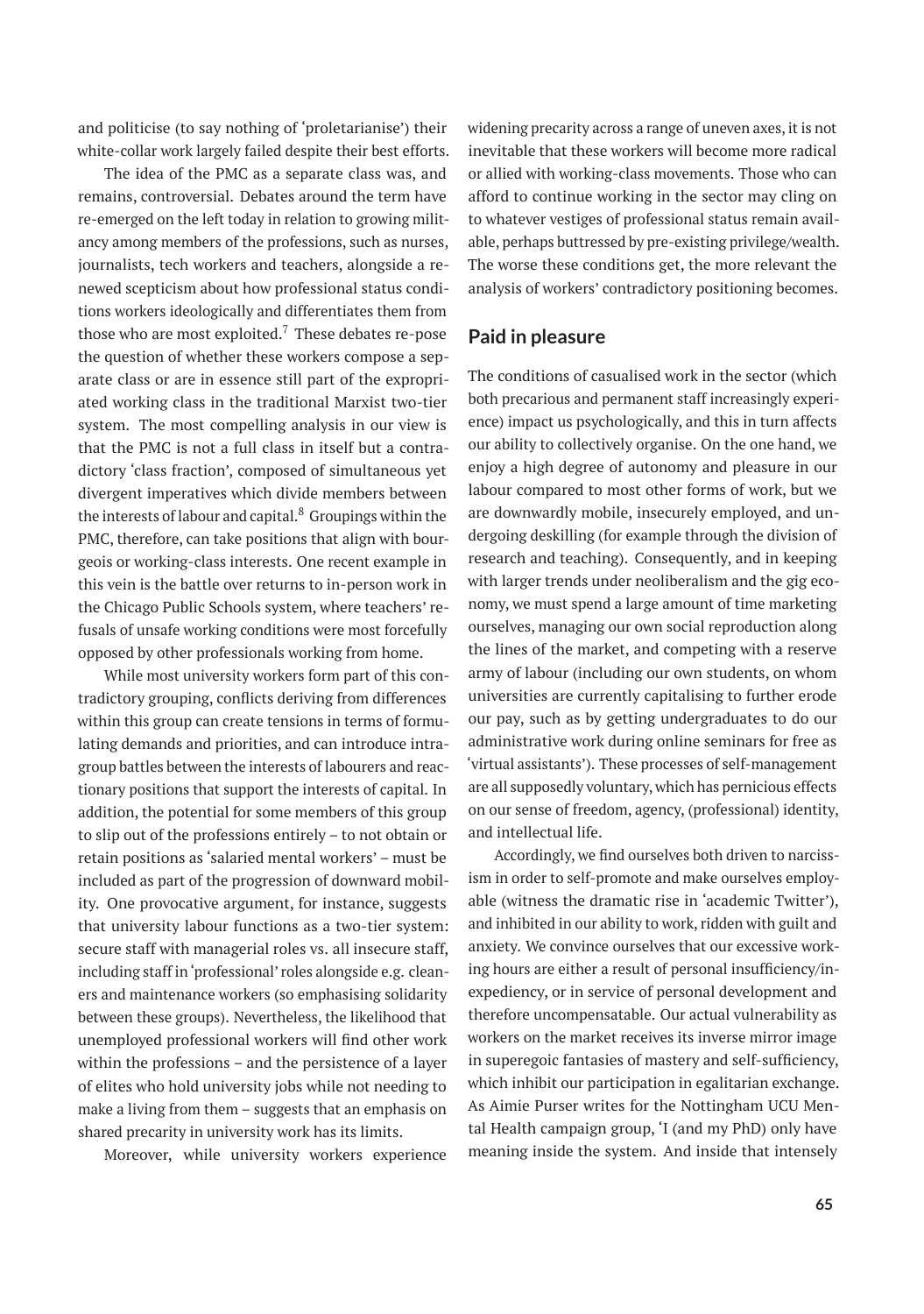and politicise (to say nothing of 'proletarianise') their white-collar work largely failed despite their best efforts.

The idea of the PMC as a separate class was, and remains, controversial. Debates around the term have re-emerged on the left today in relation to growing militancy among members of the professions, such as nurses, journalists, tech workers and teachers, alongside a renewed scepticism about how professional status conditions workers ideologically and differentiates them from those who are most exploited.[7] These debates re-pose the question of whether these workers compose a separate class or are in essence still part of the expropriated working class in the traditional Marxist two-tier system. The most compelling analysis in our view is that the PMC is not a full class in itself but a contradictory 'class fraction', composed of simultaneous yet divergent imperatives which divide members between the interests of labour and capital.[8] Groupings within the PMC, therefore, can take positions that align with bourgeois or working-class interests. One recent example in this vein is the battle over returns to in-person work in the Chicago Public Schools system, where teachers' refusals of unsafe working conditions were most forcefully opposed by other professionals working from home.

While most university workers form part of this contradictory grouping, conflicts deriving from differences within this group can create tensions in terms of formulating demands and priorities, and can introduce intragroup battles between the interests of labourers and reactionary positions that support the interests of capital. In addition, the potential for some members of this group to slip out of the professions entirely – to not obtain or retain positions as 'salaried mental workers' – must be included as part of the progression of downward mobility. One provocative argument, for instance, suggests that university labour functions as a two-tier system: secure staff with managerial roles vs. all insecure staff, including staff in 'professional' roles alongside e.g. cleaners and maintenance workers (so emphasising solidarity between these groups). Nevertheless, the likelihood that unemployed professional workers will find other work within the professions – and the persistence of a layer of elites who hold university jobs while not needing to make a living from them – suggests that an emphasis on shared precarity in university work has its limits.

Moreover, while university workers experience widening precarity across a range of uneven axes, it is not inevitable that these workers will become more radical or allied with working-class movements. Those who can afford to continue working in the sector may cling on to whatever vestiges of professional status remain available, perhaps buttressed by pre-existing privilege/wealth. The worse these conditions get, the more relevant the analysis of workers' contradictory positioning becomes.

## Paid in pleasure

The conditions of casualised work in the sector (which both precarious and permanent staff increasingly experience) impact us psychologically, and this in turn affects our ability to collectively organise. On the one hand, we enjoy a high degree of autonomy and pleasure in our labour compared to most other forms of work, but we are downwardly mobile, insecurely employed, and undergoing deskilling (for example through the division of research and teaching). Consequently, and in keeping with larger trends under neoliberalism and the gig economy, we must spend a large amount of time marketing ourselves, managing our own social reproduction along the lines of the market, and competing with a reserve army of labour (including our own students, on whom universities are currently capitalising to further erode our pay, such as by getting undergraduates to do our administrative work during online seminars for free as 'virtual assistants'). These processes of self-management are all supposedly voluntary, which has pernicious effects on our sense of freedom, agency, (professional) identity, and intellectual life.

Accordingly, we find ourselves both driven to narcissism in order to self-promote and make ourselves employable (witness the dramatic rise in 'academic Twitter'), and inhibited in our ability to work, ridden with guilt and anxiety. We convince ourselves that our excessive working hours are either a result of personal insufficiency/inexpediency, or in service of personal development and therefore uncompensatable. Our actual vulnerability as workers on the market receives its inverse mirror image in superegoic fantasies of mastery and self-sufficiency, which inhibit our participation in egalitarian exchange. As Aimie Purser writes for the Nottingham UCU Mental Health campaign group, 'I (and my PhD) only have meaning inside the system. And inside that intensely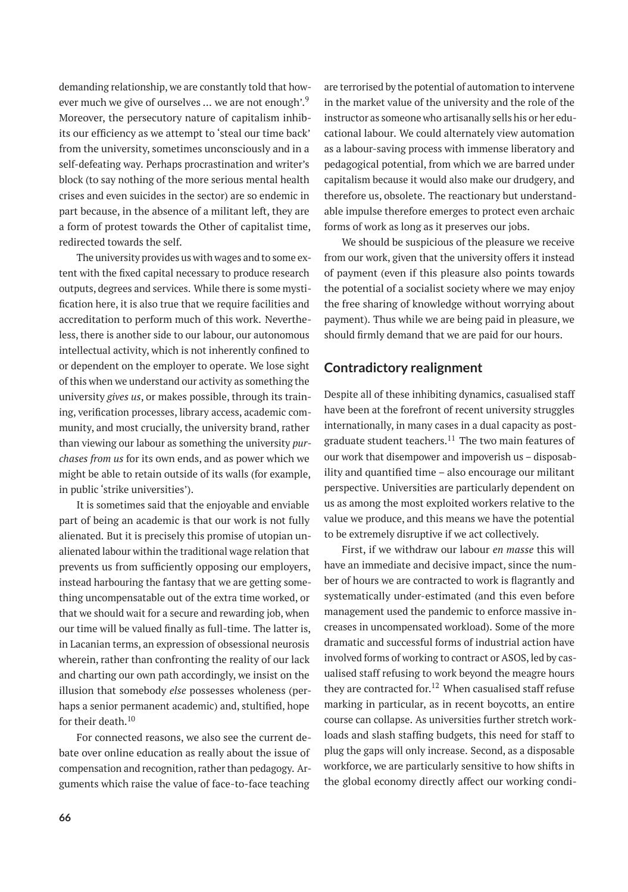demanding relationship, we are constantly told that however much we give of ourselves ... we are not enough'.[9] Moreover, the persecutory nature of capitalism inhibits our efficiency as we attempt to 'steal our time back' from the university, sometimes unconsciously and in a self-defeating way. Perhaps procrastination and writer's block (to say nothing of the more serious mental health crises and even suicides in the sector) are so endemic in part because, in the absence of a militant left, they are a form of protest towards the Other of capitalist time, redirected towards the self.

The university provides us with wages and to some extent with the fixed capital necessary to produce research outputs, degrees and services. While there is some mystification here, it is also true that we require facilities and accreditation to perform much of this work. Nevertheless, there is another side to our labour, our autonomous intellectual activity, which is not inherently confined to or dependent on the employer to operate. We lose sight of this when we understand our activity as something the university *gives us*, or makes possible, through its training, verification processes, library access, academic community, and most crucially, the university brand, rather than viewing our labour as something the university *purchases from us* for its own ends, and as power which we might be able to retain outside of its walls (for example, in public 'strike universities').

It is sometimes said that the enjoyable and enviable part of being an academic is that our work is not fully alienated. But it is precisely this promise of utopian unalienated labour within the traditional wage relation that prevents us from sufficiently opposing our employers, instead harbouring the fantasy that we are getting something uncompensatable out of the extra time worked, or that we should wait for a secure and rewarding job, when our time will be valued finally as full-time. The latter is, in Lacanian terms, an expression of obsessional neurosis wherein, rather than confronting the reality of our lack and charting our own path accordingly, we insist on the illusion that somebody *else* possesses wholeness (perhaps a senior permanent academic) and, stultified, hope for their death.[10]

For connected reasons, we also see the current debate over online education as really about the issue of compensation and recognition, rather than pedagogy. Arguments which raise the value of face-to-face teaching are terrorised by the potential of automation to intervene in the market value of the university and the role of the instructor as someone who artisanally sells his or her educational labour. We could alternately view automation as a labour-saving process with immense liberatory and pedagogical potential, from which we are barred under capitalism because it would also make our drudgery, and therefore us, obsolete. The reactionary but understandable impulse therefore emerges to protect even archaic forms of work as long as it preserves our jobs.

We should be suspicious of the pleasure we receive from our work, given that the university offers it instead of payment (even if this pleasure also points towards the potential of a socialist society where we may enjoy the free sharing of knowledge without worrying about payment). Thus while we are being paid in pleasure, we should firmly demand that we are paid for our hours.

## Contradictory realignment

Despite all of these inhibiting dynamics, casualised staff have been at the forefront of recent university struggles internationally, in many cases in a dual capacity as postgraduate student teachers.[11] The two main features of our work that disempower and impoverish us – disposability and quantified time – also encourage our militant perspective. Universities are particularly dependent on us as among the most exploited workers relative to the value we produce, and this means we have the potential to be extremely disruptive if we act collectively.

First, if we withdraw our labour *en masse* this will have an immediate and decisive impact, since the number of hours we are contracted to work is flagrantly and systematically under-estimated (and this even before management used the pandemic to enforce massive increases in uncompensated workload). Some of the more dramatic and successful forms of industrial action have involved forms of working to contract or ASOS, led by casualised staff refusing to work beyond the meagre hours they are contracted for.[12] When casualised staff refuse marking in particular, as in recent boycotts, an entire course can collapse. As universities further stretch workloads and slash staffing budgets, this need for staff to plug the gaps will only increase. Second, as a disposable workforce, we are particularly sensitive to how shifts in the global economy directly affect our working condi-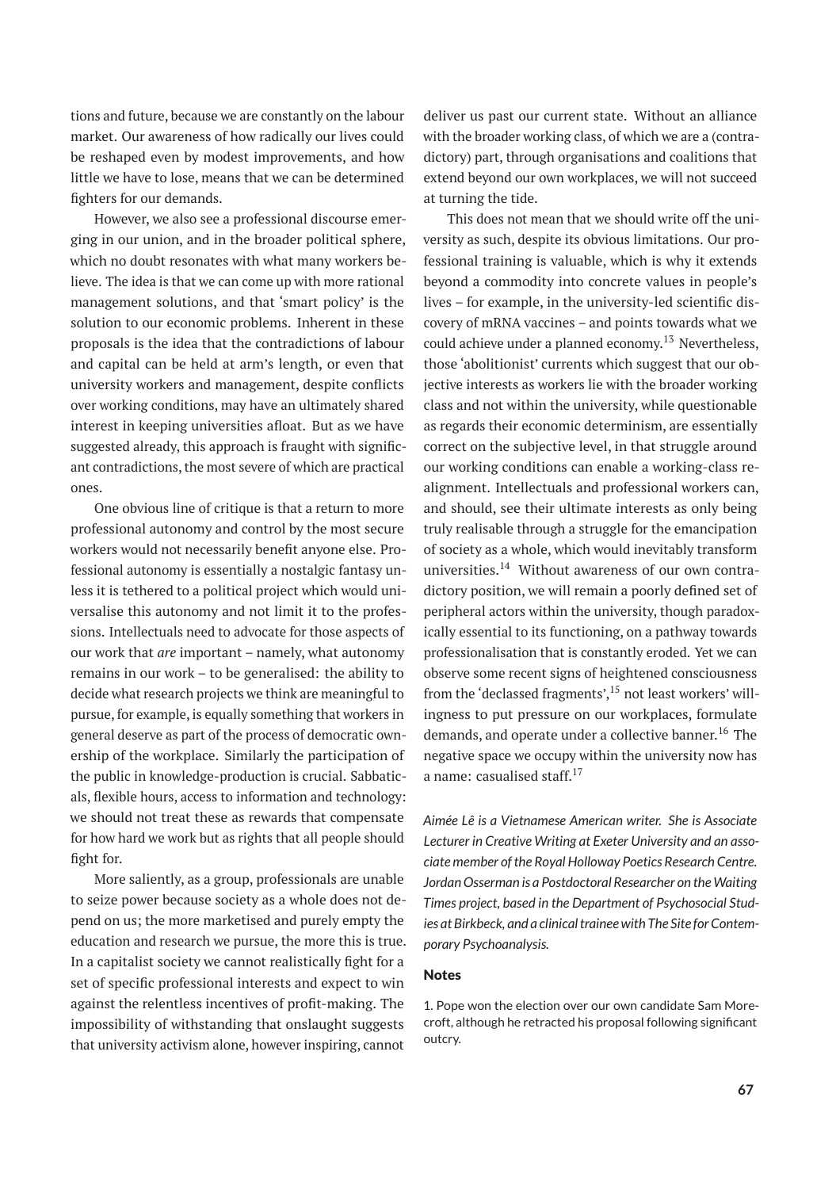tions and future, because we are constantly on the labour market. Our awareness of how radically our lives could be reshaped even by modest improvements, and how little we have to lose, means that we can be determined fighters for our demands.

However, we also see a professional discourse emerging in our union, and in the broader political sphere, which no doubt resonates with what many workers believe. The idea is that we can come up with more rational management solutions, and that 'smart policy' is the solution to our economic problems. Inherent in these proposals is the idea that the contradictions of labour and capital can be held at arm's length, or even that university workers and management, despite conflicts over working conditions, may have an ultimately shared interest in keeping universities afloat. But as we have suggested already, this approach is fraught with significant contradictions, the most severe of which are practical ones.

One obvious line of critique is that a return to more professional autonomy and control by the most secure workers would not necessarily benefit anyone else. Professional autonomy is essentially a nostalgic fantasy unless it is tethered to a political project which would universalise this autonomy and not limit it to the professions. Intellectuals need to advocate for those aspects of our work that *are* important – namely, what autonomy remains in our work – to be generalised: the ability to decide what research projects we think are meaningful to pursue, for example, is equally something that workers in general deserve as part of the process of democratic ownership of the workplace. Similarly the participation of the public in knowledge-production is crucial. Sabbaticals, flexible hours, access to information and technology: we should not treat these as rewards that compensate for how hard we work but as rights that all people should fight for.

More saliently, as a group, professionals are unable to seize power because society as a whole does not depend on us; the more marketised and purely empty the education and research we pursue, the more this is true. In a capitalist society we cannot realistically fight for a set of specific professional interests and expect to win against the relentless incentives of profit-making. The impossibility of withstanding that onslaught suggests that university activism alone, however inspiring, cannot deliver us past our current state. Without an alliance with the broader working class, of which we are a (contradictory) part, through organisations and coalitions that extend beyond our own workplaces, we will not succeed at turning the tide.

This does not mean that we should write off the university as such, despite its obvious limitations. Our professional training is valuable, which is why it extends beyond a commodity into concrete values in people's lives – for example, in the university-led scientific discovery of mRNA vaccines – and points towards what we could achieve under a planned economy.[13] Nevertheless, those 'abolitionist' currents which suggest that our objective interests as workers lie with the broader working class and not within the university, while questionable as regards their economic determinism, are essentially correct on the subjective level, in that struggle around our working conditions can enable a working-class realignment. Intellectuals and professional workers can, and should, see their ultimate interests as only being truly realisable through a struggle for the emancipation of society as a whole, which would inevitably transform universities.[14] Without awareness of our own contradictory position, we will remain a poorly defined set of peripheral actors within the university, though paradoxically essential to its functioning, on a pathway towards professionalisation that is constantly eroded. Yet we can observe some recent signs of heightened consciousness from the 'declassed fragments',[15] not least workers' willingness to put pressure on our workplaces, formulate demands, and operate under a collective banner.[16] The negative space we occupy within the university now has a name: casualised staff.[17]

*Aimée Lê is a Vietnamese American writer. She is Associate Lecturer in Creative Writing at Exeter University and an associate member of the Royal Holloway Poetics Research Centre. Jordan Osserman is a Postdoctoral Researcher on the Waiting Times project, based in the Department of Psychosocial Studies at Birkbeck, and a clinical trainee with The Site for Contemporary Psychoanalysis.*

### Notes

1. Pope won the election over our own candidate Sam Morecroft, although he retracted his proposal following significant outcry.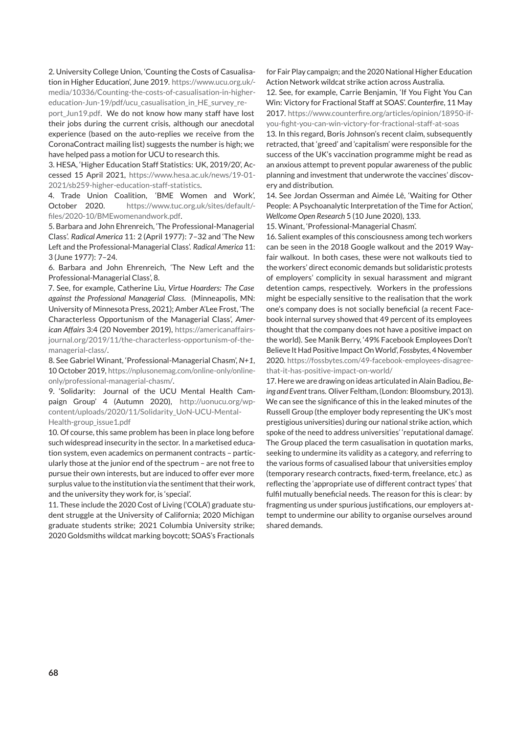2. University College Union, 'Counting the Costs of Casualisation in Higher Education', June 2019. https://www.ucu.org.uk/-media/10336/Counting-the-costs-of-casualisation-in-higher-education-Jun-19/pdf/ucu_casualisation_in_HE_survey_report_Jun19.pdf. We do not know how many staff have lost their jobs during the current crisis, although our anecdotal experience (based on the auto-replies we receive from the CoronaContract mailing list) suggests the number is high; we have helped pass a motion for UCU to research this.

3. HESA, 'Higher Education Staff Statistics: UK, 2019/20', Accessed 15 April 2021, https://www.hesa.ac.uk/news/19-01-2021/sb259-higher-education-staff-statistics.

4. Trade Union Coalition, 'BME Women and Work', October 2020. https://www.tuc.org.uk/sites/default/-files/2020-10/BMEwomenandwork.pdf.

5. Barbara and John Ehrenreich, 'The Professional-Managerial Class'. *Radical America* 11: 2 (April 1977): 7–32 and 'The New Left and the Professional-Managerial Class'. *Radical America* 11: 3 (June 1977): 7–24.

6. Barbara and John Ehrenreich, 'The New Left and the Professional-Managerial Class', 8.

7. See, for example, Catherine Liu, *Virtue Hoarders: The Case against the Professional Managerial Class*. (Minneapolis, MN: University of Minnesota Press, 2021); Amber A'Lee Frost, 'The Characterless Opportunism of the Managerial Class', *American Affairs* 3:4 (20 November 2019), https://americanaffairsjournal.org/2019/11/the-characterless-opportunism-of-the-managerial-class/.

8. See Gabriel Winant, 'Professional-Managerial Chasm', *N+1*, 10 October 2019, https://nplusonemag.com/online-only/online-only/professional-managerial-chasm/.

9. 'Solidarity: Journal of the UCU Mental Health Campaign Group' 4 (Autumn 2020), http://uonucu.org/wp-content/uploads/2020/11/Solidarity_UoN-UCU-Mental-Health-group_issue1.pdf

10. Of course, this same problem has been in place long before such widespread insecurity in the sector. In a marketised education system, even academics on permanent contracts – particularly those at the junior end of the spectrum – are not free to pursue their own interests, but are induced to offer ever more surplus value to the institution via the sentiment that their work, and the university they work for, is 'special'.

11. These include the 2020 Cost of Living ('COLA') graduate student struggle at the University of California; 2020 Michigan graduate students strike; 2021 Columbia University strike; 2020 Goldsmiths wildcat marking boycott; SOAS's Fractionals for Fair Play campaign; and the 2020 National Higher Education Action Network wildcat strike action across Australia.

12. See, for example, Carrie Benjamin, 'If You Fight You Can Win: Victory for Fractional Staff at SOAS'. *Counterfire*, 11 May 2017. https://www.counterfire.org/articles/opinion/18950-if-you-fight-you-can-win-victory-for-fractional-staff-at-soas

13. In this regard, Boris Johnson's recent claim, subsequently retracted, that 'greed' and 'capitalism' were responsible for the success of the UK's vaccination programme might be read as an anxious attempt to prevent popular awareness of the public planning and investment that underwrote the vaccines' discovery and distribution.

14. See Jordan Osserman and Aimée Lê, 'Waiting for Other People: A Psychoanalytic Interpretation of the Time for Action', *Wellcome Open Research* 5 (10 June 2020), 133.

15. Winant, 'Professional-Managerial Chasm'.

16. Salient examples of this consciousness among tech workers can be seen in the 2018 Google walkout and the 2019 Wayfair walkout. In both cases, these were not walkouts tied to the workers' direct economic demands but solidaristic protests of employers' complicity in sexual harassment and migrant detention camps, respectively. Workers in the professions might be especially sensitive to the realisation that the work one's company does is not socially beneficial (a recent Facebook internal survey showed that 49 percent of its employees thought that the company does not have a positive impact on the world). See Manik Berry, '49% Facebook Employees Don't Believe It Had Positive Impact On World', *Fossbytes*, 4 November 2020. https://fossbytes.com/49-facebook-employees-disagree-that-it-has-positive-impact-on-world/

17. Here we are drawing on ideas articulated in Alain Badiou, *Being and Event* trans. Oliver Feltham, (London: Bloomsbury, 2013). We can see the significance of this in the leaked minutes of the Russell Group (the employer body representing the UK's most prestigious universities) during our national strike action, which spoke of the need to address universities' 'reputational damage'. The Group placed the term casualisation in quotation marks, seeking to undermine its validity as a category, and referring to the various forms of casualised labour that universities employ (temporary research contracts, fixed-term, freelance, etc.) as reflecting the 'appropriate use of different contract types' that fulfil mutually beneficial needs. The reason for this is clear: by fragmenting us under spurious justifications, our employers attempt to undermine our ability to organise ourselves around shared demands.